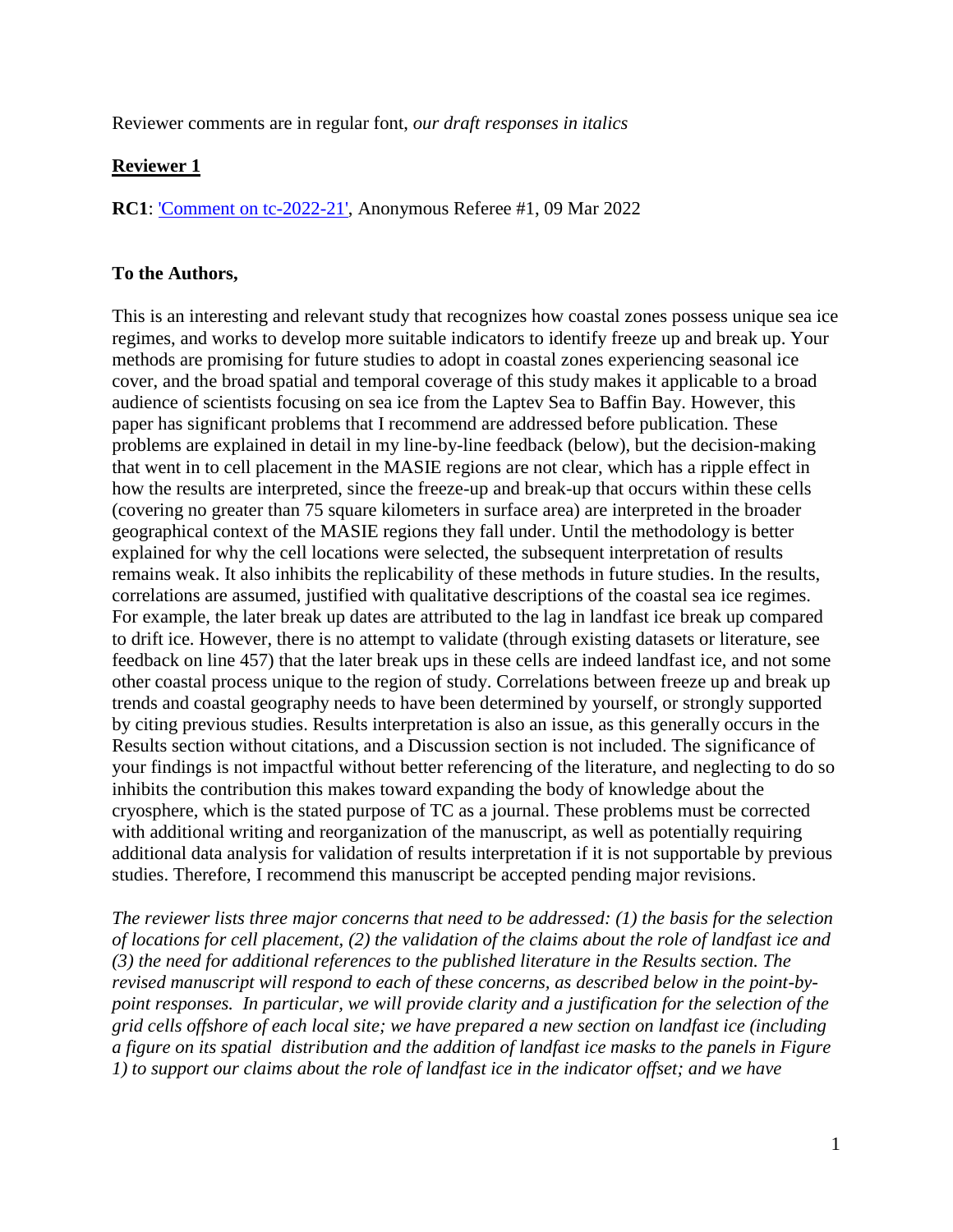Reviewer comments are in regular font, *our draft responses in italics*

## **Reviewer 1**

**RC1**: ['Comment on tc-2022-21'](), Anonymous Referee #1, 09 Mar 2022

**To the Authors,**

This is an interesting and relevant study that recognizes how coastal zones possess unique sea ice regimes, and works to develop more suitable indicators to identify freeze up and break up. Your methods are promising for future studies to adopt in coastal zones experiencing seasonal ice cover, and the broad spatial and temporal coverage of this study makes it applicable to a broad audience of scientists focusing on sea ice from the Laptev Sea to Baffin Bay. However, this paper has significant problems that I recommend are addressed before publication. These problems are explained in detail in my line-by-line feedback (below), but the decision-making that went in to cell placement in the MASIE regions are not clear, which has a ripple effect in how the results are interpreted, since the freeze-up and break-up that occurs within these cells (covering no greater than 75 square kilometers in surface area) are interpreted in the broader geographical context of the MASIE regions they fall under. Until the methodology is better explained for why the cell locations were selected, the subsequent interpretation of results remains weak. It also inhibits the replicability of these methods in future studies. In the results, correlations are assumed, justified with qualitative descriptions of the coastal sea ice regimes. For example, the later break up dates are attributed to the lag in landfast ice break up compared to drift ice. However, there is no attempt to validate (through existing datasets or literature, see feedback on line 457) that the later break ups in these cells are indeed landfast ice, and not some other coastal process unique to the region of study. Correlations between freeze up and break up trends and coastal geography needs to have been determined by yourself, or strongly supported by citing previous studies. Results interpretation is also an issue, as this generally occurs in the Results section without citations, and a Discussion section is not included. The significance of your findings is not impactful without better referencing of the literature, and neglecting to do so inhibits the contribution this makes toward expanding the body of knowledge about the cryosphere, which is the stated purpose of TC as a journal. These problems must be corrected with additional writing and reorganization of the manuscript, as well as potentially requiring additional data analysis for validation of results interpretation if it is not supportable by previous studies. Therefore, I recommend this manuscript be accepted pending major revisions.

*The reviewer lists three major concerns that need to be addressed: (1) the basis for the selection of locations for cell placement, (2) the validation of the claims about the role of landfast ice and (3) the need for additional references to the published literature in the Results section. The revised manuscript will respond to each of these concerns, as described below in the point-by-point responses. In particular, we will provide clarity and a justification for the selection of the grid cells offshore of each local site; we have prepared a new section on landfast ice (including a figure on its spatial distribution and the addition of landfast ice masks to the panels in Figure 1) to support our claims about the role of landfast ice in the indicator offset; and we have*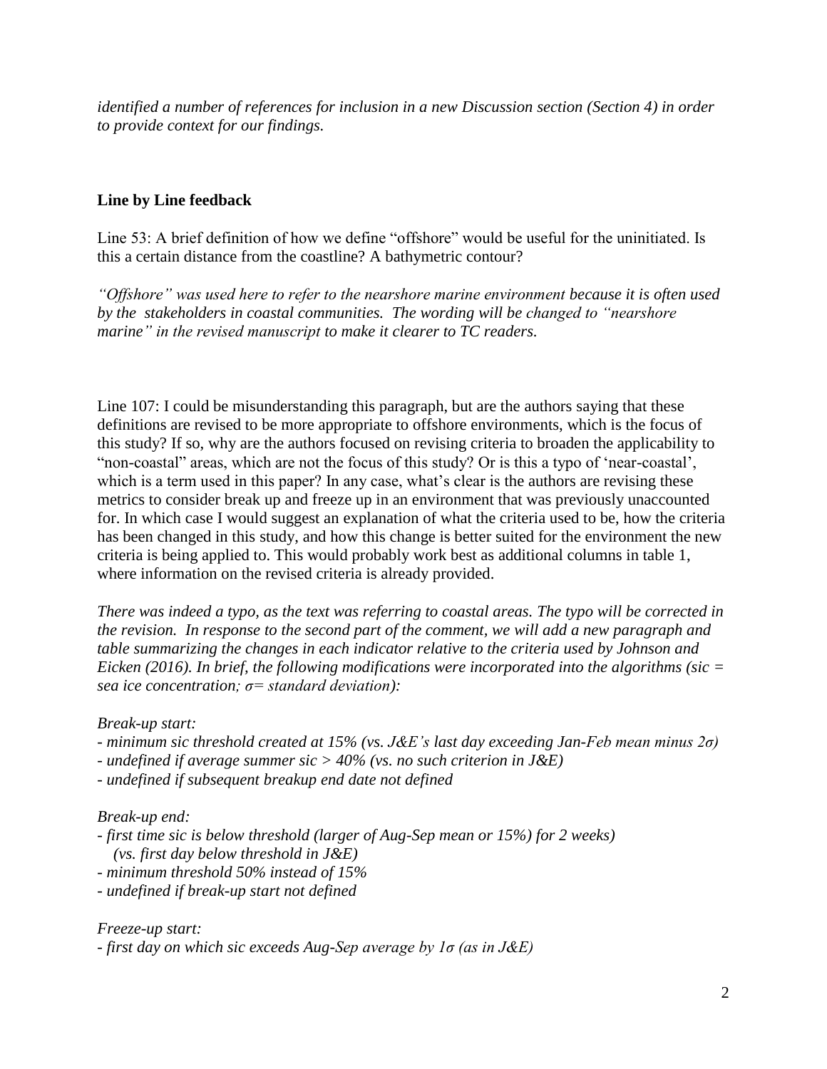*identified a number of references for inclusion in a new Discussion section (Section 4) in order to provide context for our findings.*

**Line by Line feedback**

Line 53: A brief definition of how we define "offshore" would be useful for the uninitiated. Is this a certain distance from the coastline? A bathymetric contour?

*"Offshore" was used here to refer to the nearshore marine environment because it is often used by the stakeholders in coastal communities. The wording will be changed to "nearshore marine" in the revised manuscript to make it clearer to TC readers.*

Line 107: I could be misunderstanding this paragraph, but are the authors saying that these definitions are revised to be more appropriate to offshore environments, which is the focus of this study? If so, why are the authors focused on revising criteria to broaden the applicability to "non-coastal" areas, which are not the focus of this study? Or is this a typo of 'near-coastal', which is a term used in this paper? In any case, what's clear is the authors are revising these metrics to consider break up and freeze up in an environment that was previously unaccounted for. In which case I would suggest an explanation of what the criteria used to be, how the criteria has been changed in this study, and how this change is better suited for the environment the new criteria is being applied to. This would probably work best as additional columns in table 1, where information on the revised criteria is already provided.

*There was indeed a typo, as the text was referring to coastal areas. The typo will be corrected in the revision. In response to the second part of the comment, we will add a new paragraph and table summarizing the changes in each indicator relative to the criteria used by Johnson and Eicken (2016). In brief, the following modifications were incorporated into the algorithms (sic = sea ice concentration; σ= standard deviation):*

*Break-up start:*

- *minimum sic threshold created at 15% (vs. J&E's last day exceeding Jan-Feb mean minus 2σ)*
- *undefined if average summer sic > 40% (vs. no such criterion in J&E)*
- *undefined if subsequent breakup end date not defined*

*Break-up end:*

- *first time sic is below threshold (larger of Aug-Sep mean or 15%) for 2 weeks) (vs. first day below threshold in J&E)*
- *minimum threshold 50% instead of 15%*
- *undefined if break-up start not defined*

*Freeze-up start:*

- *first day on which sic exceeds Aug-Sep average by 1σ (as in J&E)*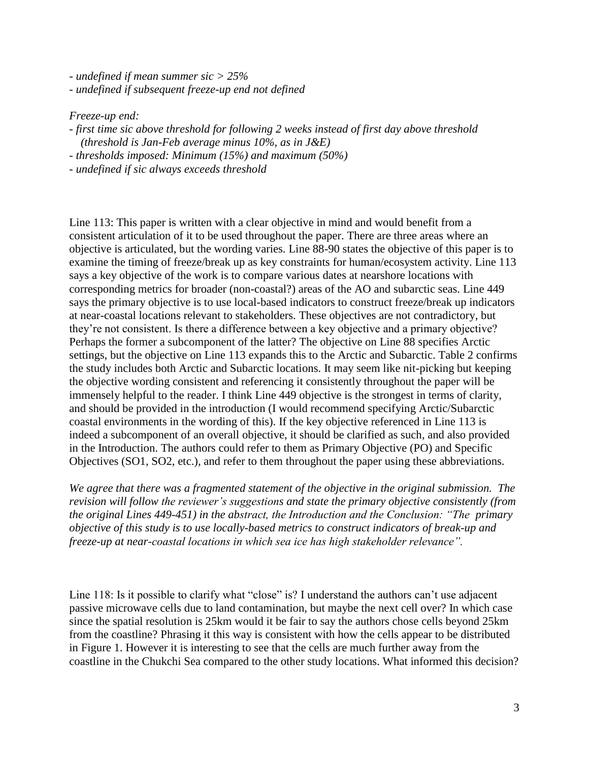*- undefined if mean summer sic > 25%*
*- undefined if subsequent freeze-up end not defined*

*Freeze-up end:*
*- first time sic above threshold for following 2 weeks instead of first day above threshold (threshold is Jan-Feb average minus 10%, as in J&E)*
*- thresholds imposed: Minimum (15%) and maximum (50%)*
*- undefined if sic always exceeds threshold*

Line 113: This paper is written with a clear objective in mind and would benefit from a consistent articulation of it to be used throughout the paper. There are three areas where an objective is articulated, but the wording varies. Line 88-90 states the objective of this paper is to examine the timing of freeze/break up as key constraints for human/ecosystem activity. Line 113 says a key objective of the work is to compare various dates at nearshore locations with corresponding metrics for broader (non-coastal?) areas of the AO and subarctic seas. Line 449 says the primary objective is to use local-based indicators to construct freeze/break up indicators at near-coastal locations relevant to stakeholders. These objectives are not contradictory, but they're not consistent. Is there a difference between a key objective and a primary objective? Perhaps the former a subcomponent of the latter? The objective on Line 88 specifies Arctic settings, but the objective on Line 113 expands this to the Arctic and Subarctic. Table 2 confirms the study includes both Arctic and Subarctic locations. It may seem like nit-picking but keeping the objective wording consistent and referencing it consistently throughout the paper will be immensely helpful to the reader. I think Line 449 objective is the strongest in terms of clarity, and should be provided in the introduction (I would recommend specifying Arctic/Subarctic coastal environments in the wording of this). If the key objective referenced in Line 113 is indeed a subcomponent of an overall objective, it should be clarified as such, and also provided in the Introduction. The authors could refer to them as Primary Objective (PO) and Specific Objectives (SO1, SO2, etc.), and refer to them throughout the paper using these abbreviations.

*We agree that there was a fragmented statement of the objective in the original submission. The revision will follow the reviewer's suggestions and state the primary objective consistently (from the original Lines 449-451) in the abstract, the Introduction and the Conclusion: "The primary objective of this study is to use locally-based metrics to construct indicators of break-up and freeze-up at near-coastal locations in which sea ice has high stakeholder relevance".*

Line 118: Is it possible to clarify what "close" is? I understand the authors can't use adjacent passive microwave cells due to land contamination, but maybe the next cell over? In which case since the spatial resolution is 25km would it be fair to say the authors chose cells beyond 25km from the coastline? Phrasing it this way is consistent with how the cells appear to be distributed in Figure 1. However it is interesting to see that the cells are much further away from the coastline in the Chukchi Sea compared to the other study locations. What informed this decision?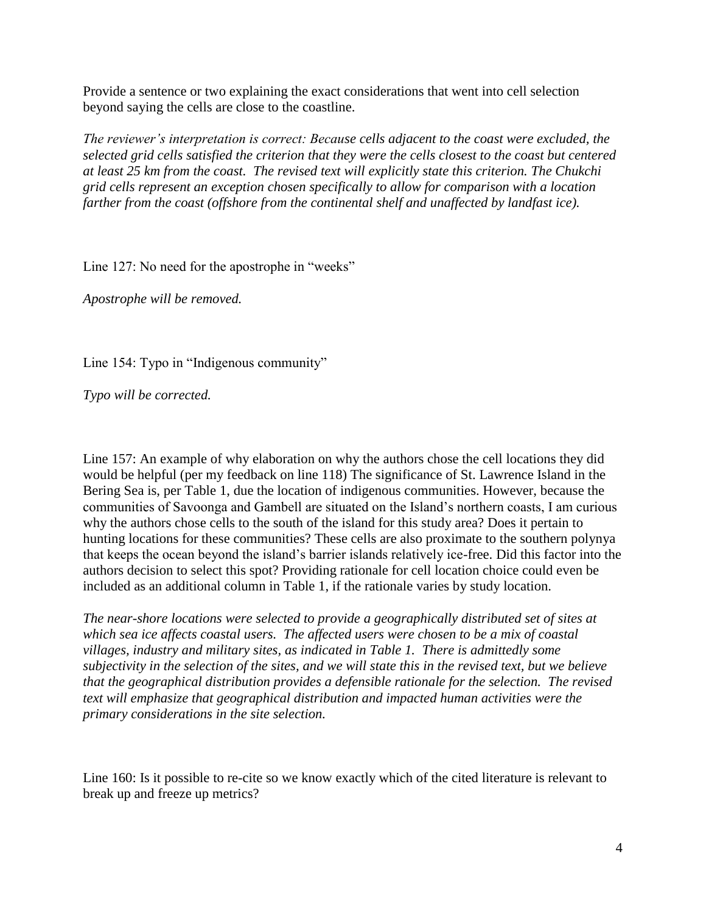Provide a sentence or two explaining the exact considerations that went into cell selection beyond saying the cells are close to the coastline.

*The reviewer's interpretation is correct: Because cells adjacent to the coast were excluded, the selected grid cells satisfied the criterion that they were the cells closest to the coast but centered at least 25 km from the coast. The revised text will explicitly state this criterion. The Chukchi grid cells represent an exception chosen specifically to allow for comparison with a location farther from the coast (offshore from the continental shelf and unaffected by landfast ice).*

Line 127: No need for the apostrophe in "weeks"

*Apostrophe will be removed.*

Line 154: Typo in "Indigenous community"

*Typo will be corrected.*

Line 157: An example of why elaboration on why the authors chose the cell locations they did would be helpful (per my feedback on line 118) The significance of St. Lawrence Island in the Bering Sea is, per Table 1, due the location of indigenous communities. However, because the communities of Savoonga and Gambell are situated on the Island's northern coasts, I am curious why the authors chose cells to the south of the island for this study area? Does it pertain to hunting locations for these communities? These cells are also proximate to the southern polynya that keeps the ocean beyond the island's barrier islands relatively ice-free. Did this factor into the authors decision to select this spot? Providing rationale for cell location choice could even be included as an additional column in Table 1, if the rationale varies by study location.

*The near-shore locations were selected to provide a geographically distributed set of sites at which sea ice affects coastal users. The affected users were chosen to be a mix of coastal villages, industry and military sites, as indicated in Table 1. There is admittedly some subjectivity in the selection of the sites, and we will state this in the revised text, but we believe that the geographical distribution provides a defensible rationale for the selection. The revised text will emphasize that geographical distribution and impacted human activities were the primary considerations in the site selection.*

Line 160: Is it possible to re-cite so we know exactly which of the cited literature is relevant to break up and freeze up metrics?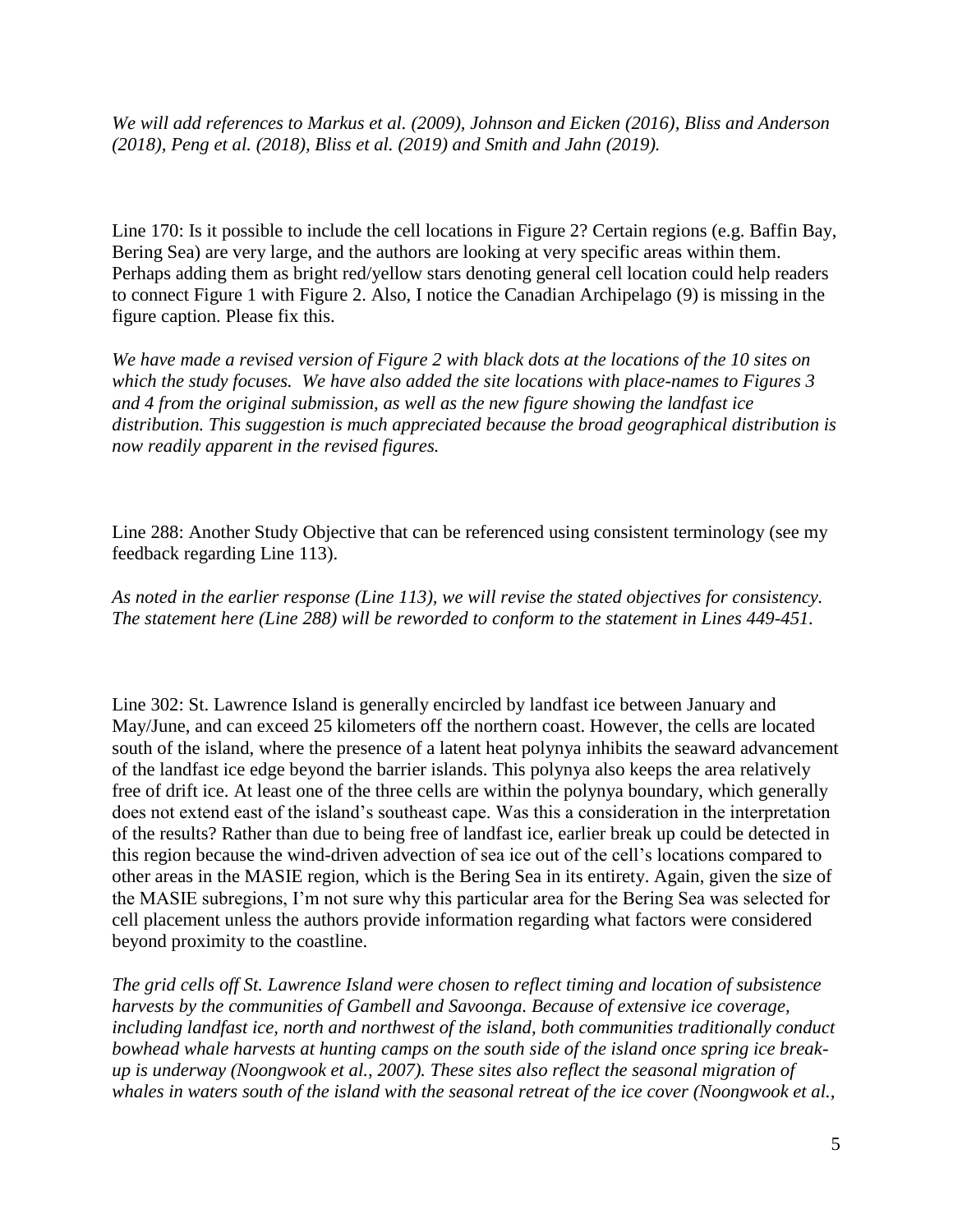*We will add references to Markus et al. (2009), Johnson and Eicken (2016), Bliss and Anderson (2018), Peng et al. (2018), Bliss et al. (2019) and Smith and Jahn (2019).*

Line 170: Is it possible to include the cell locations in Figure 2? Certain regions (e.g. Baffin Bay, Bering Sea) are very large, and the authors are looking at very specific areas within them. Perhaps adding them as bright red/yellow stars denoting general cell location could help readers to connect Figure 1 with Figure 2. Also, I notice the Canadian Archipelago (9) is missing in the figure caption. Please fix this.

*We have made a revised version of Figure 2 with black dots at the locations of the 10 sites on which the study focuses. We have also added the site locations with place-names to Figures 3 and 4 from the original submission, as well as the new figure showing the landfast ice distribution. This suggestion is much appreciated because the broad geographical distribution is now readily apparent in the revised figures.*

Line 288: Another Study Objective that can be referenced using consistent terminology (see my feedback regarding Line 113).

*As noted in the earlier response (Line 113), we will revise the stated objectives for consistency. The statement here (Line 288) will be reworded to conform to the statement in Lines 449-451.*

Line 302: St. Lawrence Island is generally encircled by landfast ice between January and May/June, and can exceed 25 kilometers off the northern coast. However, the cells are located south of the island, where the presence of a latent heat polynya inhibits the seaward advancement of the landfast ice edge beyond the barrier islands. This polynya also keeps the area relatively free of drift ice. At least one of the three cells are within the polynya boundary, which generally does not extend east of the island's southeast cape. Was this a consideration in the interpretation of the results? Rather than due to being free of landfast ice, earlier break up could be detected in this region because the wind-driven advection of sea ice out of the cell's locations compared to other areas in the MASIE region, which is the Bering Sea in its entirety. Again, given the size of the MASIE subregions, I'm not sure why this particular area for the Bering Sea was selected for cell placement unless the authors provide information regarding what factors were considered beyond proximity to the coastline.

*The grid cells off St. Lawrence Island were chosen to reflect timing and location of subsistence harvests by the communities of Gambell and Savoonga. Because of extensive ice coverage, including landfast ice, north and northwest of the island, both communities traditionally conduct bowhead whale harvests at hunting camps on the south side of the island once spring ice break-up is underway (Noongwook et al., 2007). These sites also reflect the seasonal migration of whales in waters south of the island with the seasonal retreat of the ice cover (Noongwook et al.,*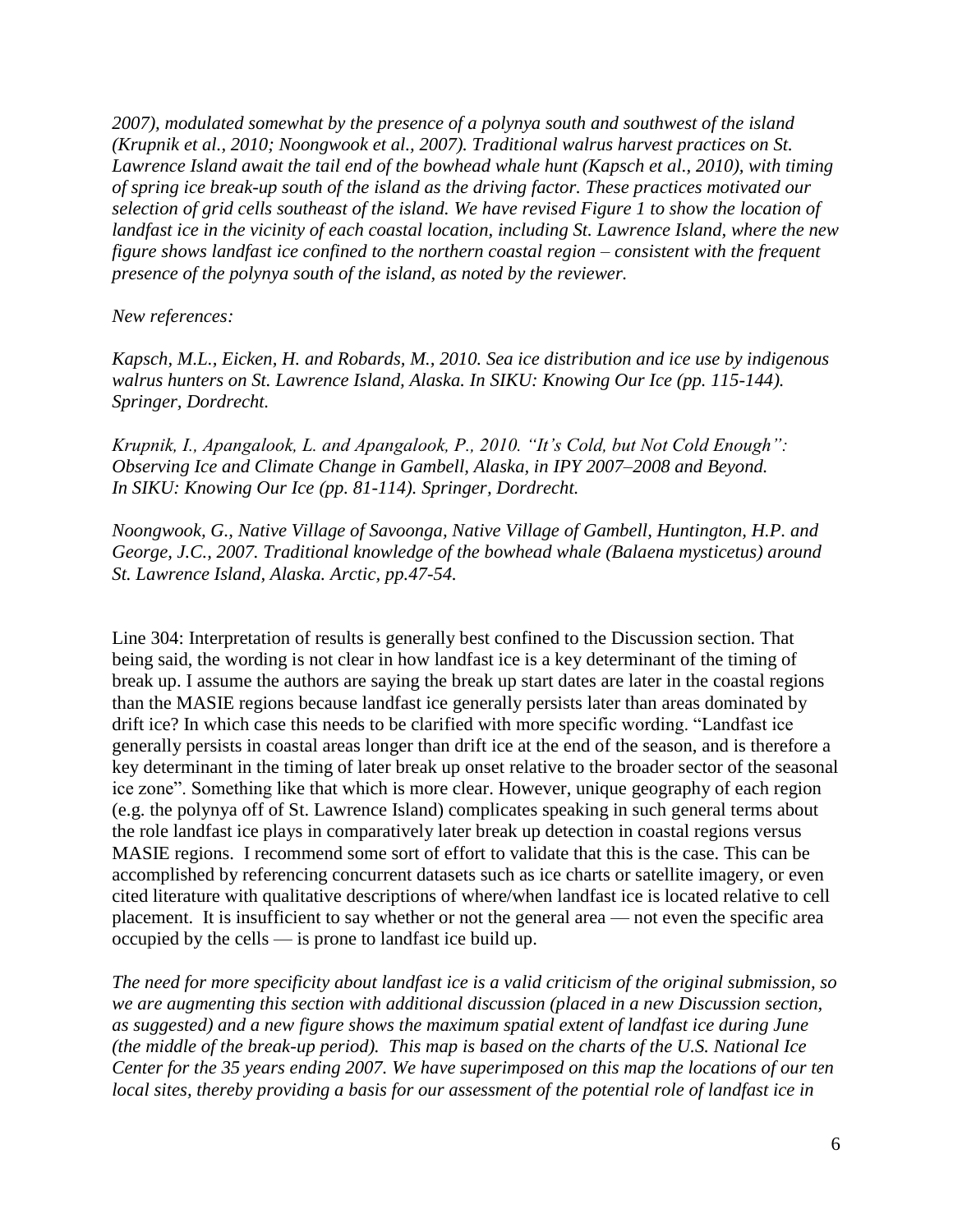*2007), modulated somewhat by the presence of a polynya south and southwest of the island (Krupnik et al., 2010; Noongwook et al., 2007). Traditional walrus harvest practices on St. Lawrence Island await the tail end of the bowhead whale hunt (Kapsch et al., 2010), with timing of spring ice break-up south of the island as the driving factor. These practices motivated our selection of grid cells southeast of the island. We have revised Figure 1 to show the location of landfast ice in the vicinity of each coastal location, including St. Lawrence Island, where the new figure shows landfast ice confined to the northern coastal region – consistent with the frequent presence of the polynya south of the island, as noted by the reviewer.*

*New references:*

*Kapsch, M.L., Eicken, H. and Robards, M., 2010. Sea ice distribution and ice use by indigenous walrus hunters on St. Lawrence Island, Alaska. In SIKU: Knowing Our Ice (pp. 115-144). Springer, Dordrecht.*

*Krupnik, I., Apangalook, L. and Apangalook, P., 2010. "It's Cold, but Not Cold Enough": Observing Ice and Climate Change in Gambell, Alaska, in IPY 2007–2008 and Beyond. In SIKU: Knowing Our Ice (pp. 81-114). Springer, Dordrecht.*

*Noongwook, G., Native Village of Savoonga, Native Village of Gambell, Huntington, H.P. and George, J.C., 2007. Traditional knowledge of the bowhead whale (Balaena mysticetus) around St. Lawrence Island, Alaska. Arctic, pp.47-54.*

Line 304: Interpretation of results is generally best confined to the Discussion section. That being said, the wording is not clear in how landfast ice is a key determinant of the timing of break up. I assume the authors are saying the break up start dates are later in the coastal regions than the MASIE regions because landfast ice generally persists later than areas dominated by drift ice? In which case this needs to be clarified with more specific wording. "Landfast ice generally persists in coastal areas longer than drift ice at the end of the season, and is therefore a key determinant in the timing of later break up onset relative to the broader sector of the seasonal ice zone". Something like that which is more clear. However, unique geography of each region (e.g. the polynya off of St. Lawrence Island) complicates speaking in such general terms about the role landfast ice plays in comparatively later break up detection in coastal regions versus MASIE regions. I recommend some sort of effort to validate that this is the case. This can be accomplished by referencing concurrent datasets such as ice charts or satellite imagery, or even cited literature with qualitative descriptions of where/when landfast ice is located relative to cell placement. It is insufficient to say whether or not the general area — not even the specific area occupied by the cells — is prone to landfast ice build up.

*The need for more specificity about landfast ice is a valid criticism of the original submission, so we are augmenting this section with additional discussion (placed in a new Discussion section, as suggested) and a new figure shows the maximum spatial extent of landfast ice during June (the middle of the break-up period). This map is based on the charts of the U.S. National Ice Center for the 35 years ending 2007. We have superimposed on this map the locations of our ten local sites, thereby providing a basis for our assessment of the potential role of landfast ice in*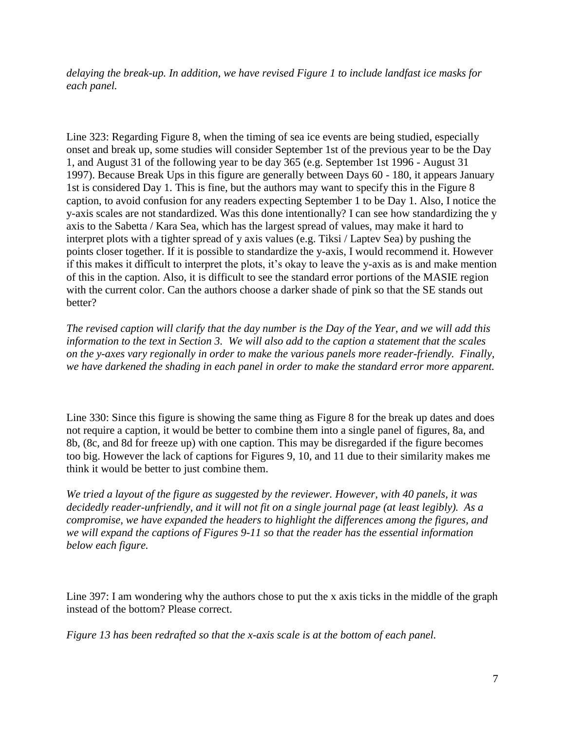*delaying the break-up. In addition, we have revised Figure 1 to include landfast ice masks for each panel.*

Line 323: Regarding Figure 8, when the timing of sea ice events are being studied, especially onset and break up, some studies will consider September 1st of the previous year to be the Day 1, and August 31 of the following year to be day 365 (e.g. September 1st 1996 - August 31 1997). Because Break Ups in this figure are generally between Days 60 - 180, it appears January 1st is considered Day 1. This is fine, but the authors may want to specify this in the Figure 8 caption, to avoid confusion for any readers expecting September 1 to be Day 1. Also, I notice the y-axis scales are not standardized. Was this done intentionally? I can see how standardizing the y axis to the Sabetta / Kara Sea, which has the largest spread of values, may make it hard to interpret plots with a tighter spread of y axis values (e.g. Tiksi / Laptev Sea) by pushing the points closer together. If it is possible to standardize the y-axis, I would recommend it. However if this makes it difficult to interpret the plots, it's okay to leave the y-axis as is and make mention of this in the caption. Also, it is difficult to see the standard error portions of the MASIE region with the current color. Can the authors choose a darker shade of pink so that the SE stands out better?

*The revised caption will clarify that the day number is the Day of the Year, and we will add this information to the text in Section 3. We will also add to the caption a statement that the scales on the y-axes vary regionally in order to make the various panels more reader-friendly. Finally, we have darkened the shading in each panel in order to make the standard error more apparent.*

Line 330: Since this figure is showing the same thing as Figure 8 for the break up dates and does not require a caption, it would be better to combine them into a single panel of figures, 8a, and 8b, (8c, and 8d for freeze up) with one caption. This may be disregarded if the figure becomes too big. However the lack of captions for Figures 9, 10, and 11 due to their similarity makes me think it would be better to just combine them.

*We tried a layout of the figure as suggested by the reviewer. However, with 40 panels, it was decidedly reader-unfriendly, and it will not fit on a single journal page (at least legibly). As a compromise, we have expanded the headers to highlight the differences among the figures, and we will expand the captions of Figures 9-11 so that the reader has the essential information below each figure.*

Line 397: I am wondering why the authors chose to put the x axis ticks in the middle of the graph instead of the bottom? Please correct.

*Figure 13 has been redrafted so that the x-axis scale is at the bottom of each panel.*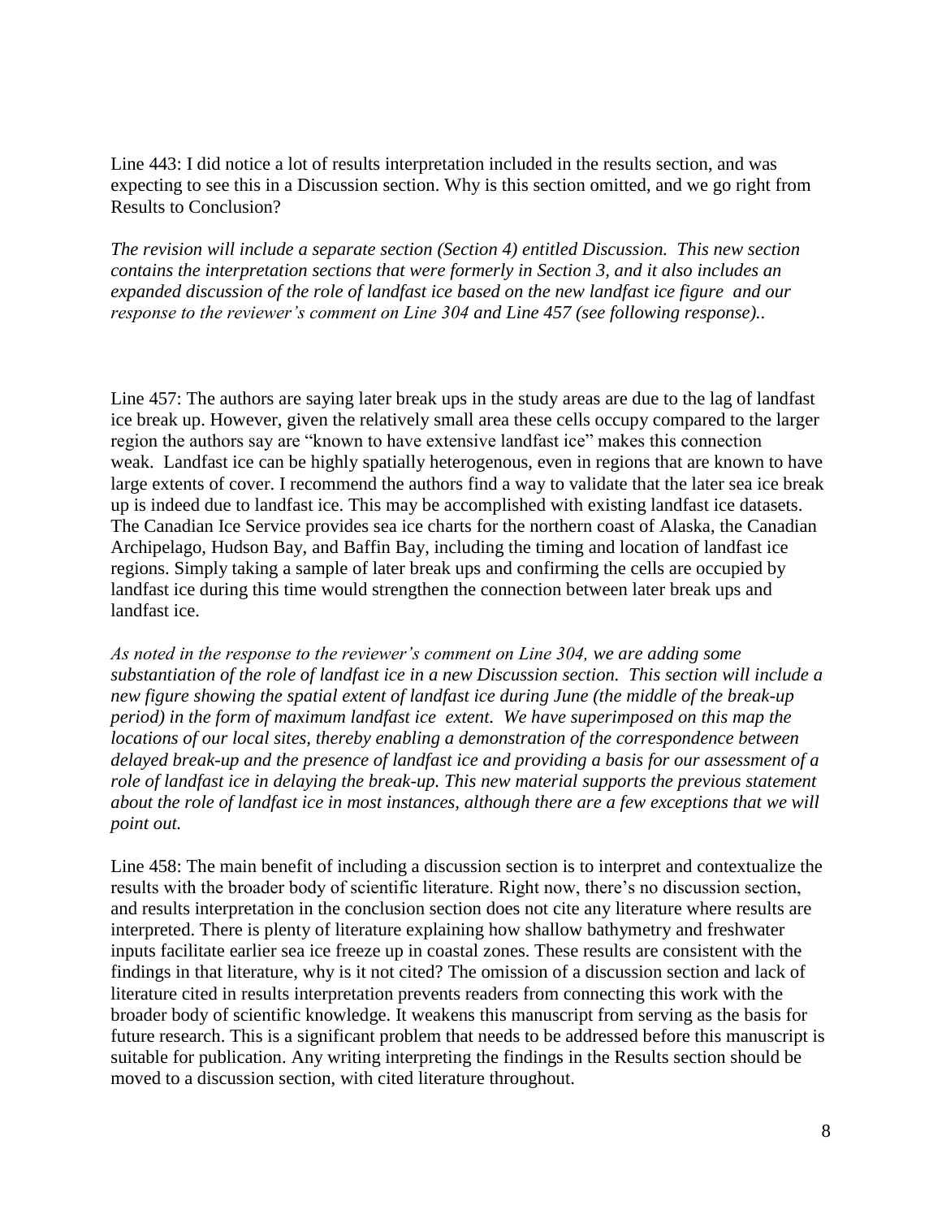Line 443: I did notice a lot of results interpretation included in the results section, and was expecting to see this in a Discussion section. Why is this section omitted, and we go right from Results to Conclusion?

*The revision will include a separate section (Section 4) entitled Discussion. This new section contains the interpretation sections that were formerly in Section 3, and it also includes an expanded discussion of the role of landfast ice based on the new landfast ice figure and our response to the reviewer's comment on Line 304 and Line 457 (see following response)..*

Line 457: The authors are saying later break ups in the study areas are due to the lag of landfast ice break up. However, given the relatively small area these cells occupy compared to the larger region the authors say are "known to have extensive landfast ice" makes this connection weak. Landfast ice can be highly spatially heterogenous, even in regions that are known to have large extents of cover. I recommend the authors find a way to validate that the later sea ice break up is indeed due to landfast ice. This may be accomplished with existing landfast ice datasets. The Canadian Ice Service provides sea ice charts for the northern coast of Alaska, the Canadian Archipelago, Hudson Bay, and Baffin Bay, including the timing and location of landfast ice regions. Simply taking a sample of later break ups and confirming the cells are occupied by landfast ice during this time would strengthen the connection between later break ups and landfast ice.

*As noted in the response to the reviewer's comment on Line 304, we are adding some substantiation of the role of landfast ice in a new Discussion section. This section will include a new figure showing the spatial extent of landfast ice during June (the middle of the break-up period) in the form of maximum landfast ice extent. We have superimposed on this map the locations of our local sites, thereby enabling a demonstration of the correspondence between delayed break-up and the presence of landfast ice and providing a basis for our assessment of a role of landfast ice in delaying the break-up. This new material supports the previous statement about the role of landfast ice in most instances, although there are a few exceptions that we will point out.*

Line 458: The main benefit of including a discussion section is to interpret and contextualize the results with the broader body of scientific literature. Right now, there's no discussion section, and results interpretation in the conclusion section does not cite any literature where results are interpreted. There is plenty of literature explaining how shallow bathymetry and freshwater inputs facilitate earlier sea ice freeze up in coastal zones. These results are consistent with the findings in that literature, why is it not cited? The omission of a discussion section and lack of literature cited in results interpretation prevents readers from connecting this work with the broader body of scientific knowledge. It weakens this manuscript from serving as the basis for future research. This is a significant problem that needs to be addressed before this manuscript is suitable for publication. Any writing interpreting the findings in the Results section should be moved to a discussion section, with cited literature throughout.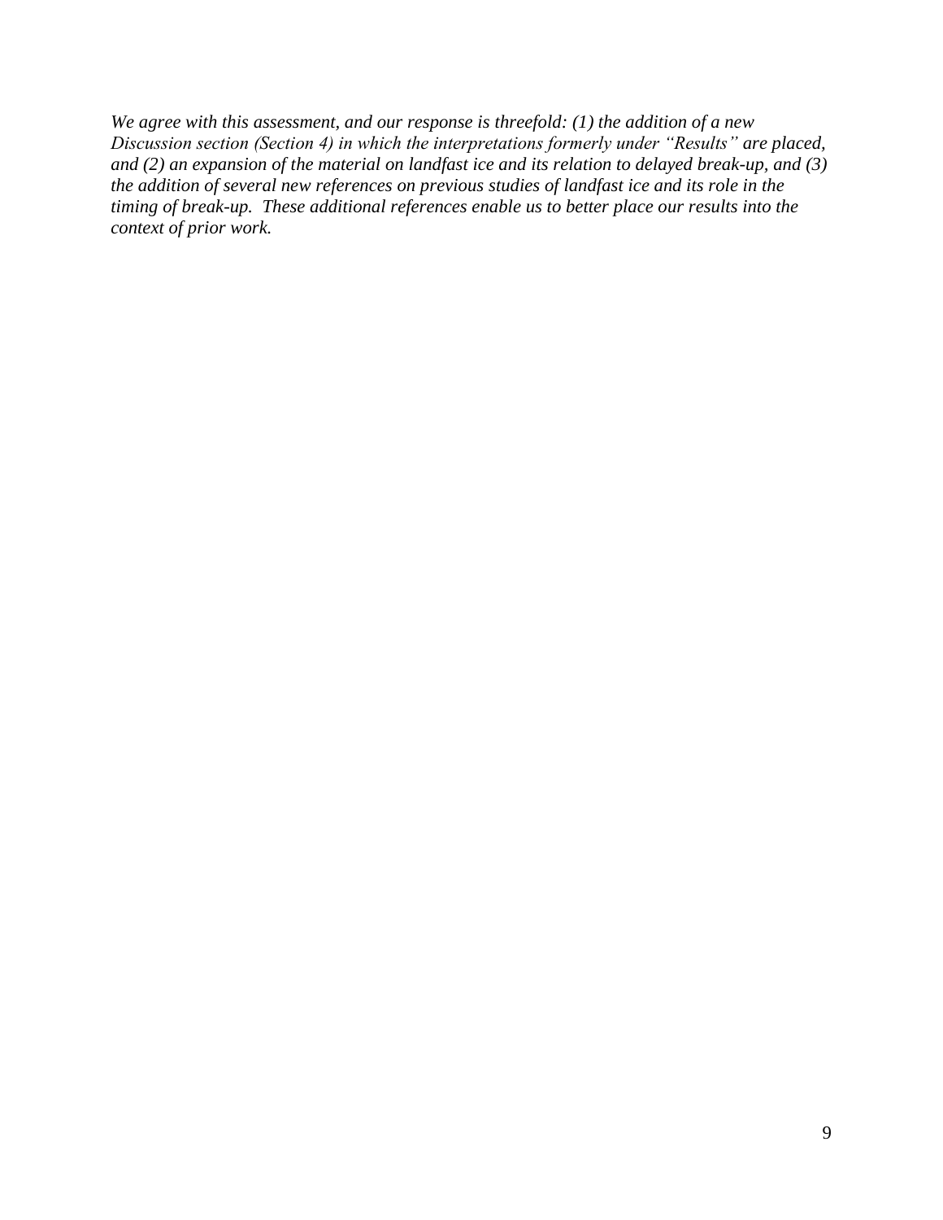*We agree with this assessment, and our response is threefold: (1) the addition of a new Discussion section (Section 4) in which the interpretations formerly under "Results" are placed, and (2) an expansion of the material on landfast ice and its relation to delayed break-up, and (3) the addition of several new references on previous studies of landfast ice and its role in the timing of break-up. These additional references enable us to better place our results into the context of prior work.*